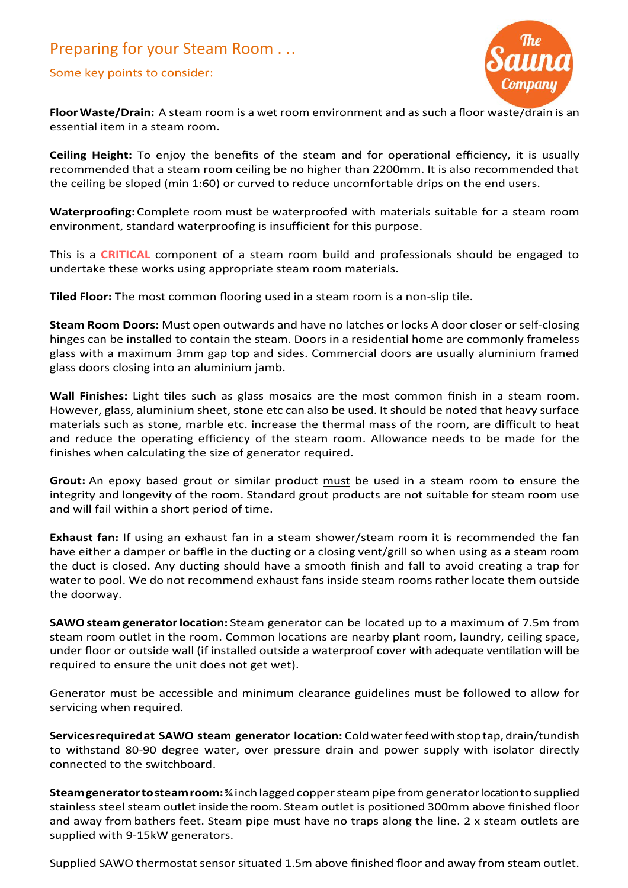# Preparing for your Steam Room . . .

## Some key points to consider:

**Floor Waste/Drain:** A steam room is a wet room environment and as such a floor waste/drain is an essential item in a steam room.

**Ceiling Height:** To enjoy the benefits of the steam and for operational efficiency, it is usually recommended that a steam room ceiling be no higher than 2200mm. It is also recommended that the ceiling be sloped (min 1:60) or curved to reduce uncomfortable drips on the end users.

**Waterproofing:** Complete room must be waterproofed with materials suitable for a steam room environment, standard waterproofing is insufficient for this purpose.

This is a **CRITICAL** component of a steam room build and professionals should be engaged to undertake these works using appropriate steam room materials.

**Tiled Floor:** The most common flooring used in a steam room is a non-slip tile.

**Steam Room Doors:** Must open outwards and have no latches or locks A door closer or self-closing hinges can be installed to contain the steam. Doors in a residential home are commonly frameless glass with a maximum 3mm gap top and sides. Commercial doors are usually aluminium framed glass doors closing into an aluminium jamb.

**Wall Finishes:** Light tiles such as glass mosaics are the most common finish in a steam room. However, glass, aluminium sheet, stone etc can also be used. It should be noted that heavy surface materials such as stone, marble etc. increase the thermal mass of the room, are difficult to heat and reduce the operating efficiency of the steam room. Allowance needs to be made for the finishes when calculating the size of generator required.

**Grout:** An epoxy based grout or similar product must be used in a steam room to ensure the integrity and longevity of the room. Standard grout products are not suitable for steam room use and will fail within a short period of time.

**Exhaust fan:** If using an exhaust fan in a steam shower/steam room it is recommended the fan have either a damper or baffle in the ducting or a closing vent/grill so when using as a steam room the duct is closed. Any ducting should have a smooth finish and fall to avoid creating a trap for water to pool. We do not recommend exhaust fans inside steam rooms rather locate them outside the doorway.

**SAWO steam generator location:** Steam generator can be located up to a maximum of 7.5m from steam room outlet in the room. Common locations are nearby plant room, laundry, ceiling space, under floor or outside wall (if installed outside a waterproof cover with adequate ventilation will be required to ensure the unit does not get wet).

Generator must be accessible and minimum clearance guidelines must be followed to allow for servicing when required.

**Services required at SAWO steam generator location:** Cold water feed with stop tap, drain/tundish to withstand 80-90 degree water, over pressure drain and power supply with isolator directly connected to the switchboard.

**Steam generator to steam room:** ¾ inch lagged copper steam pipe from generator location to supplied stainless steel steam outlet inside the room. Steam outlet is positioned 300mm above finished floor and away from bathers feet. Steam pipe must have no traps along the line. 2 x steam outlets are supplied with 9-15kW generators.

Supplied SAWO thermostat sensor situated 1.5m above finished floor and away from steam outlet.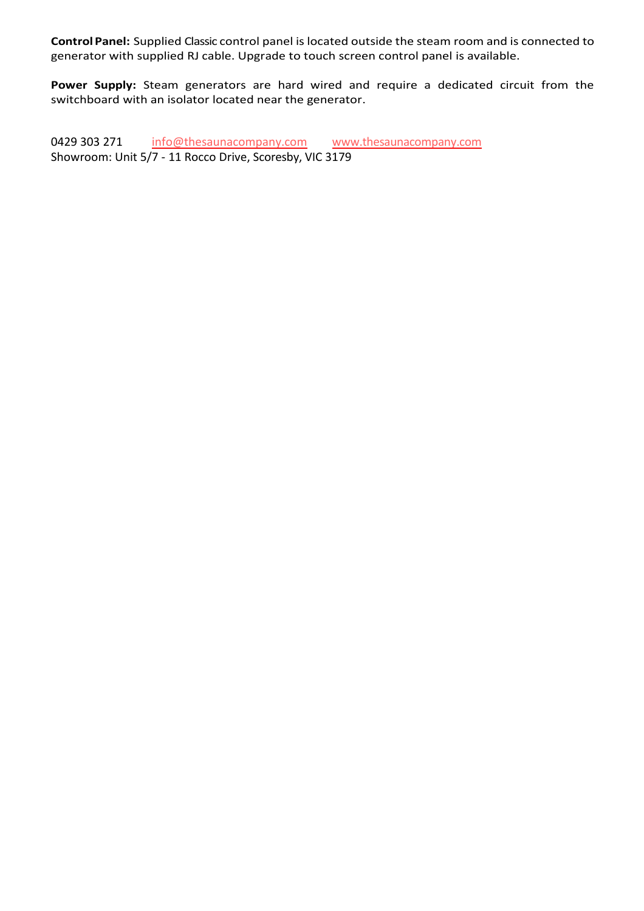**Control Panel:** Supplied Classic control panel is located outside the steam room and is connected to generator with supplied RJ cable. Upgrade to touch screen control panel is available.

**Power Supply:** Steam generators are hard wired and require a dedicated circuit from the switchboard with an isolator located near the generator.

0429 303 271 info@thesaunacompany.com www.thesaunacompany.com
Showroom: Unit 5/7 - 11 Rocco Drive, Scoresby, VIC 3179